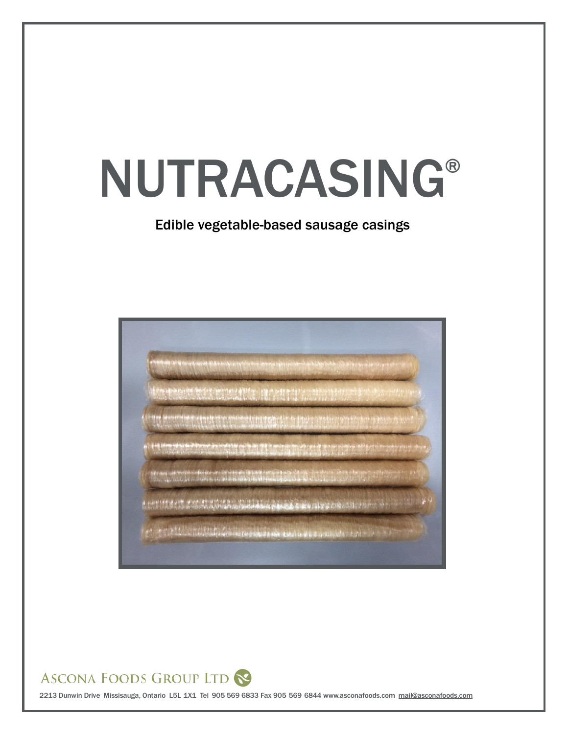# NUTRACASING®

Edible vegetable-based sausage casings

ASCONA FOODS GROUP LTD

2213 Dunwin Drive Missisauga, Ontario L5L 1X1 Tel 905 569 6833 Fax 905 569 6844 www.asconafoods.com mail@asconafoods.com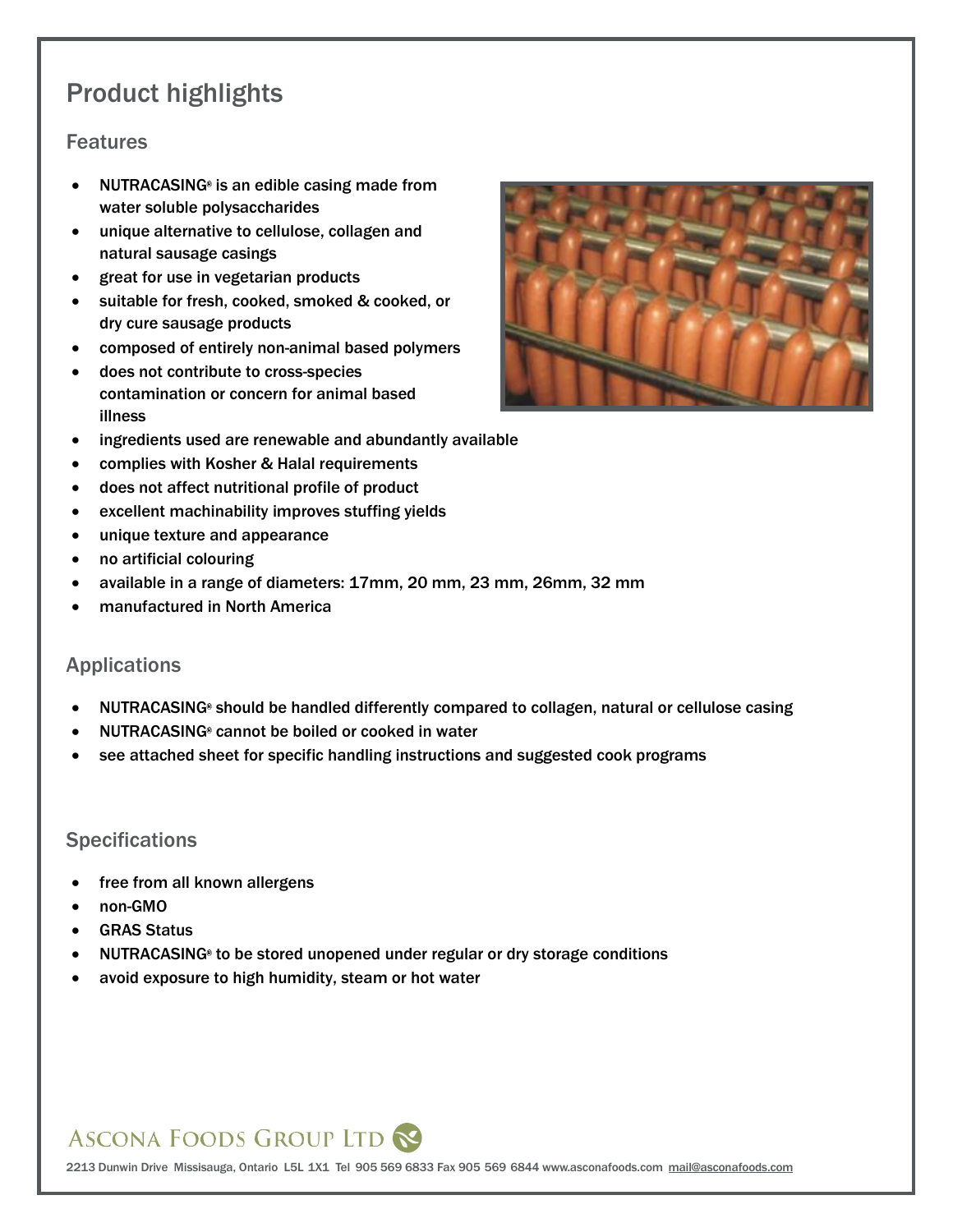# Product highlights

## Features

- NUTRACASING® is an edible casing made from water soluble polysaccharides
- unique alternative to cellulose, collagen and natural sausage casings
- great for use in vegetarian products
- suitable for fresh, cooked, smoked & cooked, or dry cure sausage products
- composed of entirely non-animal based polymers
- does not contribute to cross-species contamination or concern for animal based illness
- ingredients used are renewable and abundantly available
- complies with Kosher & Halal requirements
- does not affect nutritional profile of product
- excellent machinability improves stuffing yields
- unique texture and appearance
- no artificial colouring
- available in a range of diameters: 17mm, 20 mm, 23 mm, 26mm, 32 mm
- manufactured in North America

## Applications

- NUTRACASING® should be handled differently compared to collagen, natural or cellulose casing
- NUTRACASING® cannot be boiled or cooked in water
- see attached sheet for specific handling instructions and suggested cook programs

## Specifications

- free from all known allergens
- non-GMO
- GRAS Status
- NUTRACASING® to be stored unopened under regular or dry storage conditions
- avoid exposure to high humidity, steam or hot water

ASCONA FOODS GROUP LTD

2213 Dunwin Drive Missisauga, Ontario L5L 1X1 Tel 905 569 6833 Fax 905 569 6844 www.asconafoods.com mail@asconafoods.com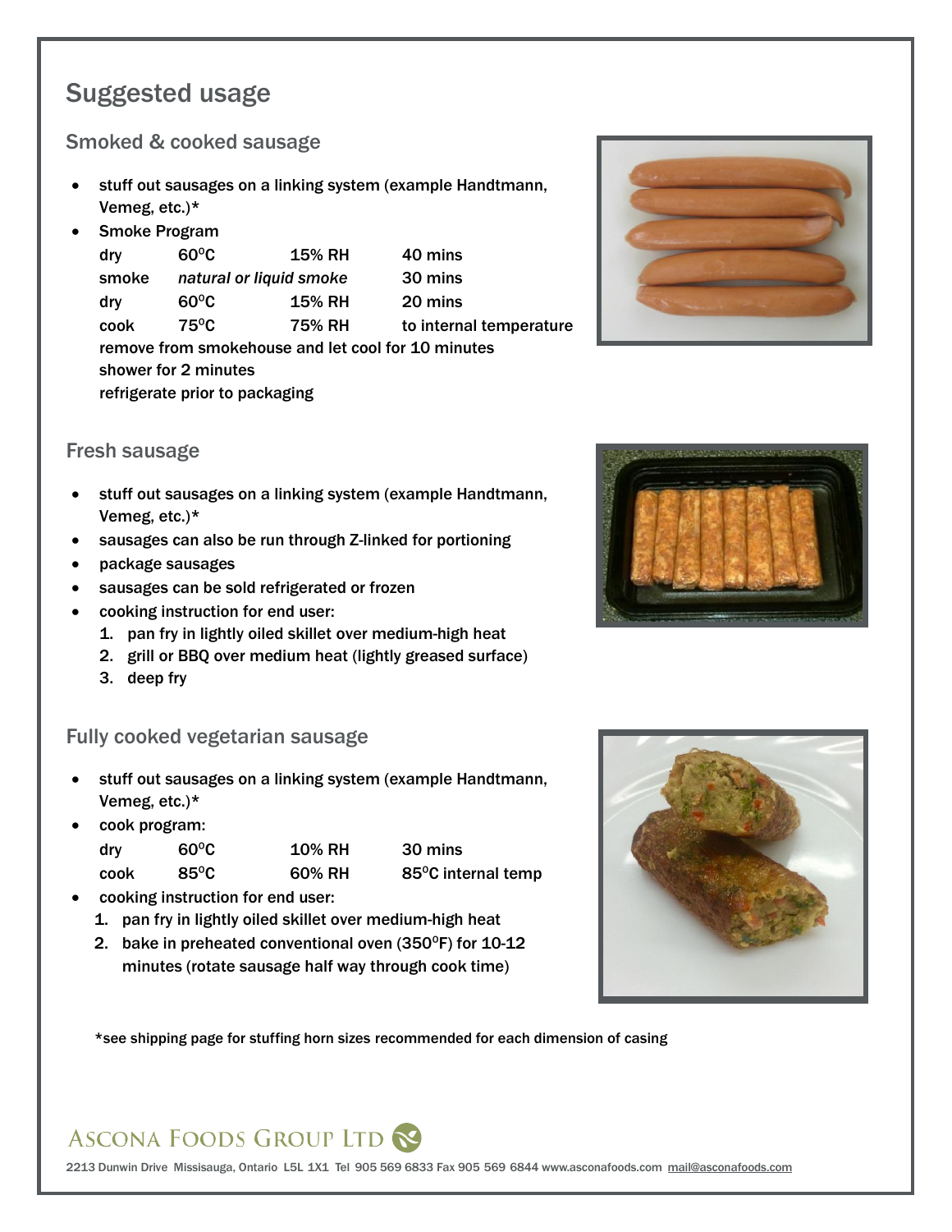# Suggested usage

## Smoked & cooked sausage

- stuff out sausages on a linking system (example Handtmann, Vemeg, etc.)*
- Smoke Program

| | | | |
|---|---|---|---|
| dry | 60°C | 15% RH | 40 mins |
| smoke | *natural or liquid smoke* | | 30 mins |
| dry | 60°C | 15% RH | 20 mins |
| cook | 75°C | 75% RH | to internal temperature |

  remove from smokehouse and let cool for 10 minutes
  shower for 2 minutes
  refrigerate prior to packaging

## Fresh sausage

- stuff out sausages on a linking system (example Handtmann, Vemeg, etc.)*
- sausages can also be run through Z-linked for portioning
- package sausages
- sausages can be sold refrigerated or frozen
- cooking instruction for end user:
  1. pan fry in lightly oiled skillet over medium-high heat
  2. grill or BBQ over medium heat (lightly greased surface)
  3. deep fry

## Fully cooked vegetarian sausage

- stuff out sausages on a linking system (example Handtmann, Vemeg, etc.)*
- cook program:

| | | | |
|---|---|---|---|
| dry | 60°C | 10% RH | 30 mins |
| cook | 85°C | 60% RH | 85°C internal temp |

- cooking instruction for end user:
  1. pan fry in lightly oiled skillet over medium-high heat
  2. bake in preheated conventional oven (350°F) for 10-12 minutes (rotate sausage half way through cook time)

*see shipping page for stuffing horn sizes recommended for each dimension of casing

ASCONA FOODS GROUP LTD

2213 Dunwin Drive Missisauga, Ontario L5L 1X1 Tel 905 569 6833 Fax 905 569 6844 www.asconafoods.com mail@asconafoods.com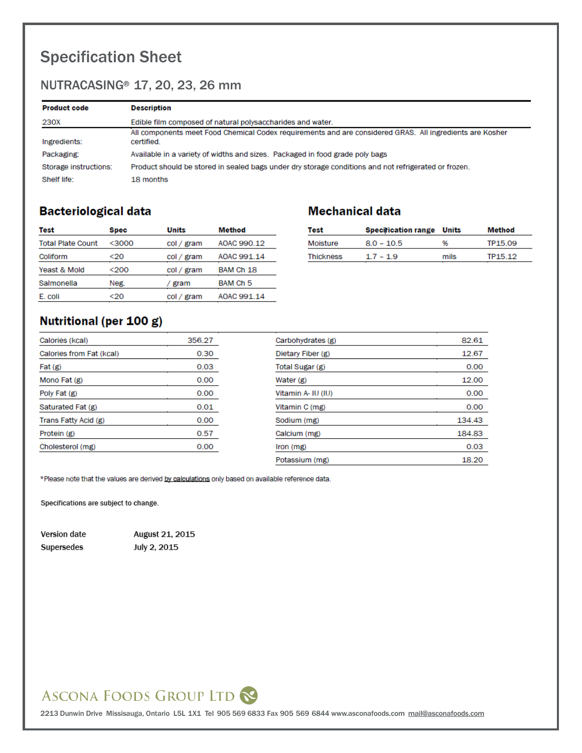# Specification Sheet

## NUTRACASING® 17, 20, 23, 26 mm

| Product code | Description |
|---|---|
| 230X | Edible film composed of natural polysaccharides and water. |
| Ingredients: | All components meet Food Chemical Codex requirements and are considered GRAS. All ingredients are Kosher certified. |
| Packaging: | Available in a variety of widths and sizes. Packaged in food grade poly bags |
| Storage instructions: | Product should be stored in sealed bags under dry storage conditions and not refrigerated or frozen. |
| Shelf life: | 18 months |

## Bacteriological data

| Test | Spec | Units | Method |
|---|---|---|---|
| Total Plate Count | <3000 | col / gram | AOAC 990.12 |
| Coliform | <20 | col / gram | AOAC 991.14 |
| Yeast & Mold | <200 | col / gram | BAM Ch 18 |
| Salmonella | Neg. | / gram | BAM Ch 5 |
| E. coli | <20 | col / gram | AOAC 991.14 |

## Mechanical data

| Test | Specification range | Units | Method |
|---|---|---|---|
| Moisture | 8.0 – 10.5 | % | TP15.09 |
| Thickness | 1.7 – 1.9 | mils | TP15.12 |

## Nutritional (per 100 g)

| | |
|---|---|
| Calories (kcal) | 356.27 |
| Calories from Fat (kcal) | 0.30 |
| Fat (g) | 0.03 |
| Mono Fat (g) | 0.00 |
| Poly Fat (g) | 0.00 |
| Saturated Fat (g) | 0.01 |
| Trans Fatty Acid (g) | 0.00 |
| Protein (g) | 0.57 |
| Cholesterol (mg) | 0.00 |

| | |
|---|---|
| Carbohydrates (g) | 82.61 |
| Dietary Fiber (g) | 12.67 |
| Total Sugar (g) | 0.00 |
| Water (g) | 12.00 |
| Vitamin A- IU (IU) | 0.00 |
| Vitamin C (mg) | 0.00 |
| Sodium (mg) | 134.43 |
| Calcium (mg) | 184.83 |
| Iron (mg) | 0.03 |
| Potassium (mg) | 18.20 |

*Please note that the values are derived by calculations only based on available reference data.

Specifications are subject to change.

**Version date** August 21, 2015

**Supersedes** July 2, 2015

ASCONA FOODS GROUP LTD

2213 Dunwin Drive Missisauga, Ontario L5L 1X1 Tel 905 569 6833 Fax 905 569 6844 www.asconafoods.com mail@asconafoods.com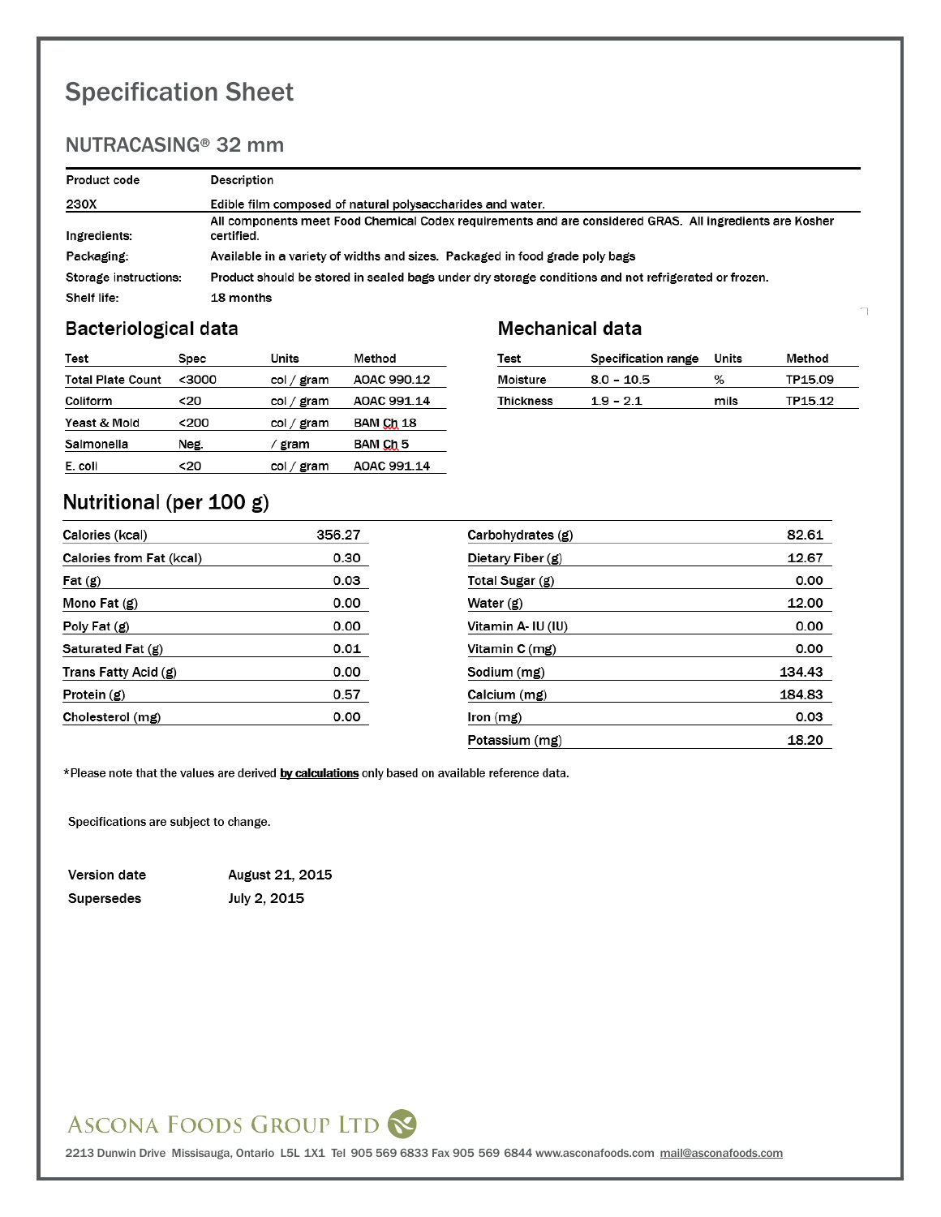# Specification Sheet

## NUTRACASING® 32 mm

| Product code | Description |
|---|---|
| 230X | Edible film composed of natural polysaccharides and water. |
| Ingredients: | All components meet Food Chemical Codex requirements and are considered GRAS. All ingredients are Kosher certified. |
| Packaging: | Available in a variety of widths and sizes. Packaged in food grade poly bags |
| Storage instructions: | Product should be stored in sealed bags under dry storage conditions and not refrigerated or frozen. |
| Shelf life: | 18 months |

### Bacteriological data

| Test | Spec | Units | Method |
|---|---|---|---|
| Total Plate Count | <3000 | col / gram | AOAC 990.12 |
| Coliform | <20 | col / gram | AOAC 991.14 |
| Yeast & Mold | <200 | col / gram | BAM Ch 18 |
| Salmonella | Neg. | / gram | BAM Ch 5 |
| E. coli | <20 | col / gram | AOAC 991.14 |

### Mechanical data

| Test | Specification range | Units | Method |
|---|---|---|---|
| Moisture | 8.0 – 10.5 | % | TP15.09 |
| Thickness | 1.9 – 2.1 | mils | TP15.12 |

### Nutritional (per 100 g)

| Nutrient | Value |
|---|---|
| Calories (kcal) | 356.27 |
| Calories from Fat (kcal) | 0.30 |
| Fat (g) | 0.03 |
| Mono Fat (g) | 0.00 |
| Poly Fat (g) | 0.00 |
| Saturated Fat (g) | 0.01 |
| Trans Fatty Acid (g) | 0.00 |
| Protein (g) | 0.57 |
| Cholesterol (mg) | 0.00 |

| Nutrient | Value |
|---|---|
| Carbohydrates (g) | 82.61 |
| Dietary Fiber (g) | 12.67 |
| Total Sugar (g) | 0.00 |
| Water (g) | 12.00 |
| Vitamin A- IU (IU) | 0.00 |
| Vitamin C (mg) | 0.00 |
| Sodium (mg) | 134.43 |
| Calcium (mg) | 184.83 |
| Iron (mg) | 0.03 |
| Potassium (mg) | 18.20 |

*Please note that the values are derived **by calculations** only based on available reference data.

Specifications are subject to change.

| | |
|---|---|
| **Version date** | August 21, 2015 |
| **Supersedes** | July 2, 2015 |

ASCONA FOODS GROUP LTD

2213 Dunwin Drive Missisauga, Ontario L5L 1X1 Tel 905 569 6833 Fax 905 569 6844 www.asconafoods.com mail@asconafoods.com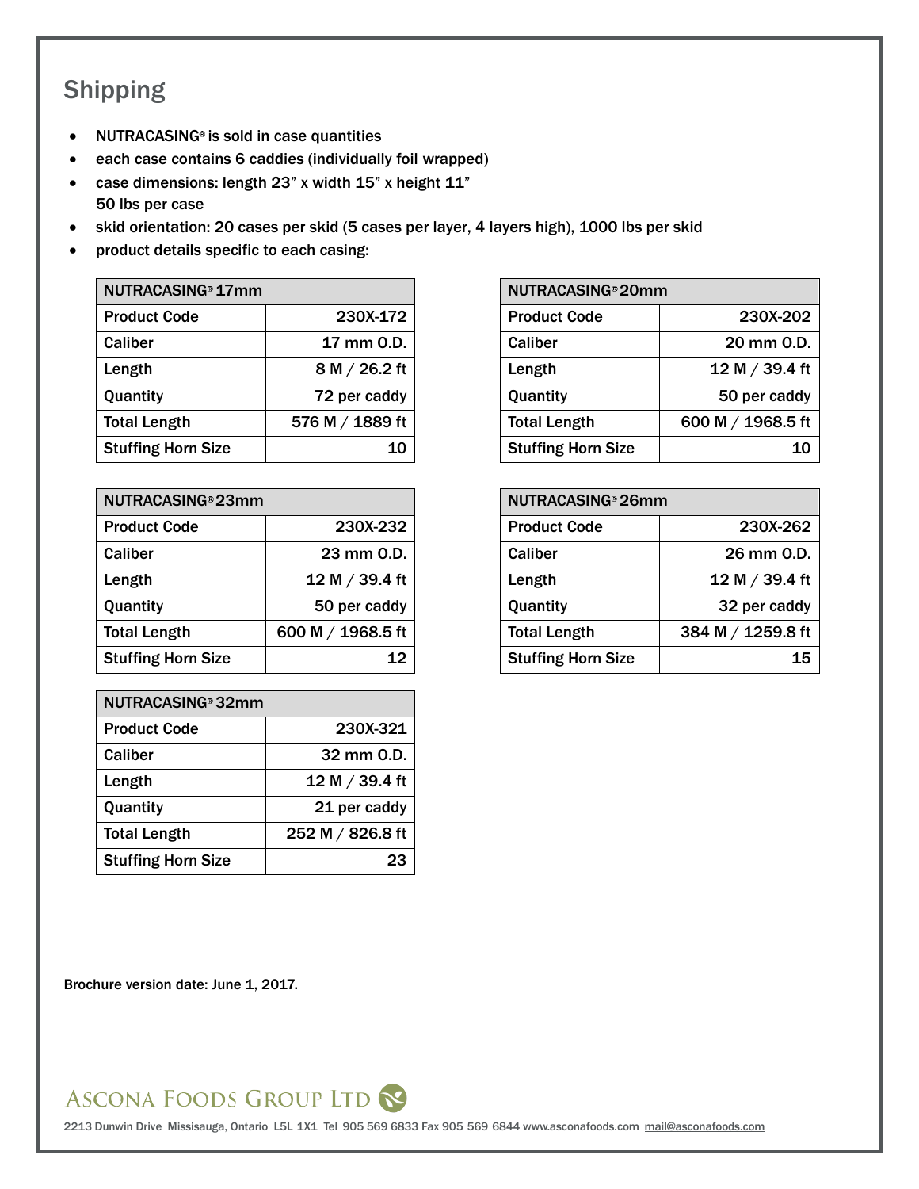## Shipping

- NUTRACASING® is sold in case quantities
- each case contains 6 caddies (individually foil wrapped)
- case dimensions: length 23" x width 15" x height 11"
  50 lbs per case
- skid orientation: 20 cases per skid (5 cases per layer, 4 layers high), 1000 lbs per skid
- product details specific to each casing:

| NUTRACASING® 17mm | |
|---|---|
| Product Code | 230X-172 |
| Caliber | 17 mm O.D. |
| Length | 8 M / 26.2 ft |
| Quantity | 72 per caddy |
| Total Length | 576 M / 1889 ft |
| Stuffing Horn Size | 10 |

| NUTRACASING® 20mm | |
|---|---|
| Product Code | 230X-202 |
| Caliber | 20 mm O.D. |
| Length | 12 M / 39.4 ft |
| Quantity | 50 per caddy |
| Total Length | 600 M / 1968.5 ft |
| Stuffing Horn Size | 10 |

| NUTRACASING® 23mm | |
|---|---|
| Product Code | 230X-232 |
| Caliber | 23 mm O.D. |
| Length | 12 M / 39.4 ft |
| Quantity | 50 per caddy |
| Total Length | 600 M / 1968.5 ft |
| Stuffing Horn Size | 12 |

| NUTRACASING® 26mm | |
|---|---|
| Product Code | 230X-262 |
| Caliber | 26 mm O.D. |
| Length | 12 M / 39.4 ft |
| Quantity | 32 per caddy |
| Total Length | 384 M / 1259.8 ft |
| Stuffing Horn Size | 15 |

| NUTRACASING® 32mm | |
|---|---|
| Product Code | 230X-321 |
| Caliber | 32 mm O.D. |
| Length | 12 M / 39.4 ft |
| Quantity | 21 per caddy |
| Total Length | 252 M / 826.8 ft |
| Stuffing Horn Size | 23 |

Brochure version date: June 1, 2017.

ASCONA FOODS GROUP LTD

2213 Dunwin Drive Missisauga, Ontario L5L 1X1 Tel 905 569 6833 Fax 905 569 6844 www.asconafoods.com mail@asconafoods.com